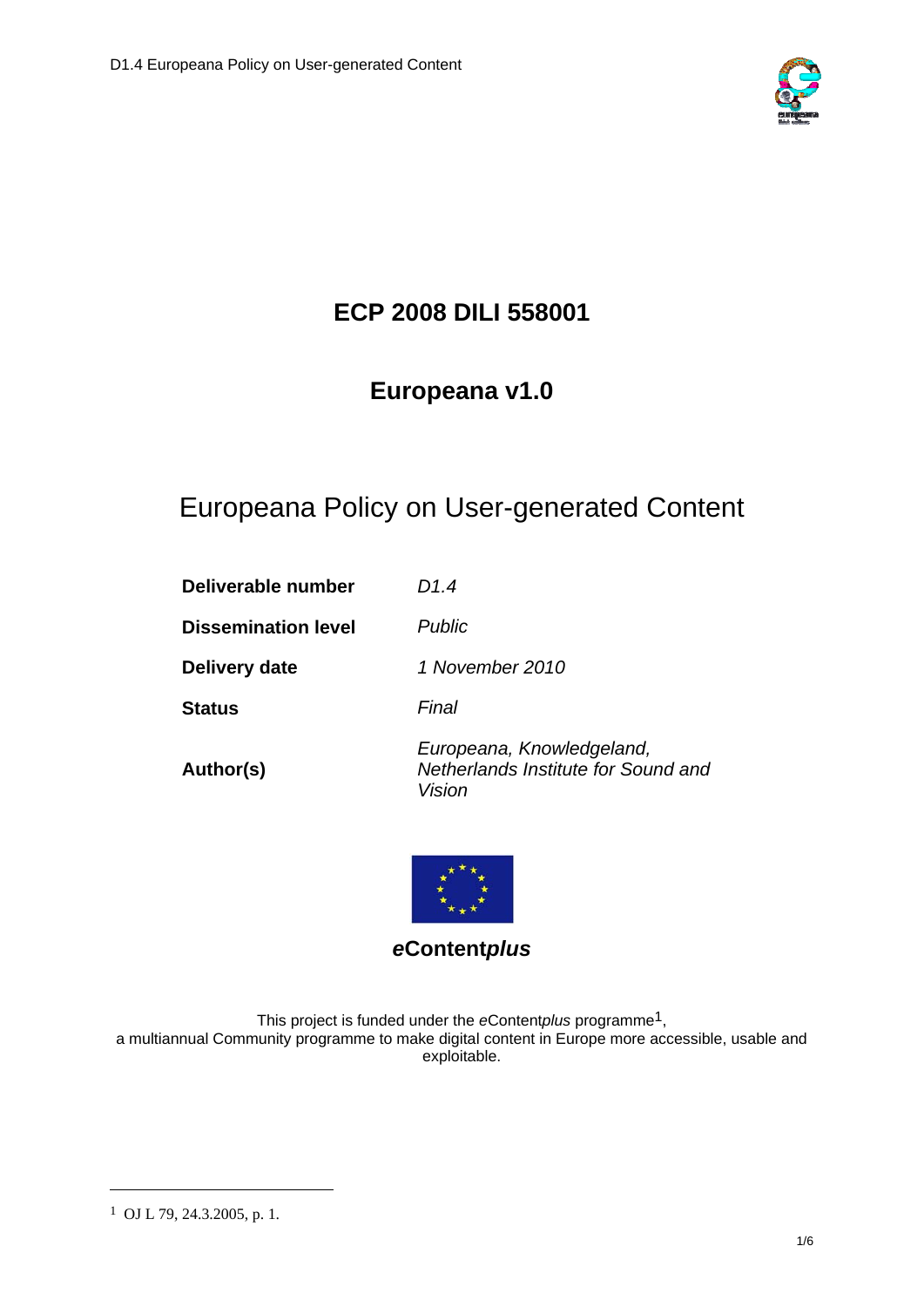# ECP 2008 DILI 558001

# Europeana v1.0

## Europeana Policy on User-generated Content

| **Deliverable number** | *D1.4* |
| --- | --- |
| **Dissemination level** | *Public* |
| **Delivery date** | *1 November 2010* |
| **Status** | *Final* |
| **Author(s)** | *Europeana, Knowledgeland, Netherlands Institute for Sound and Vision* |

***e*Content*plus***

This project is funded under the *e*Content*plus* programme[1], a multiannual Community programme to make digital content in Europe more accessible, usable and exploitable.

[1] OJ L 79, 24.3.2005, p. 1.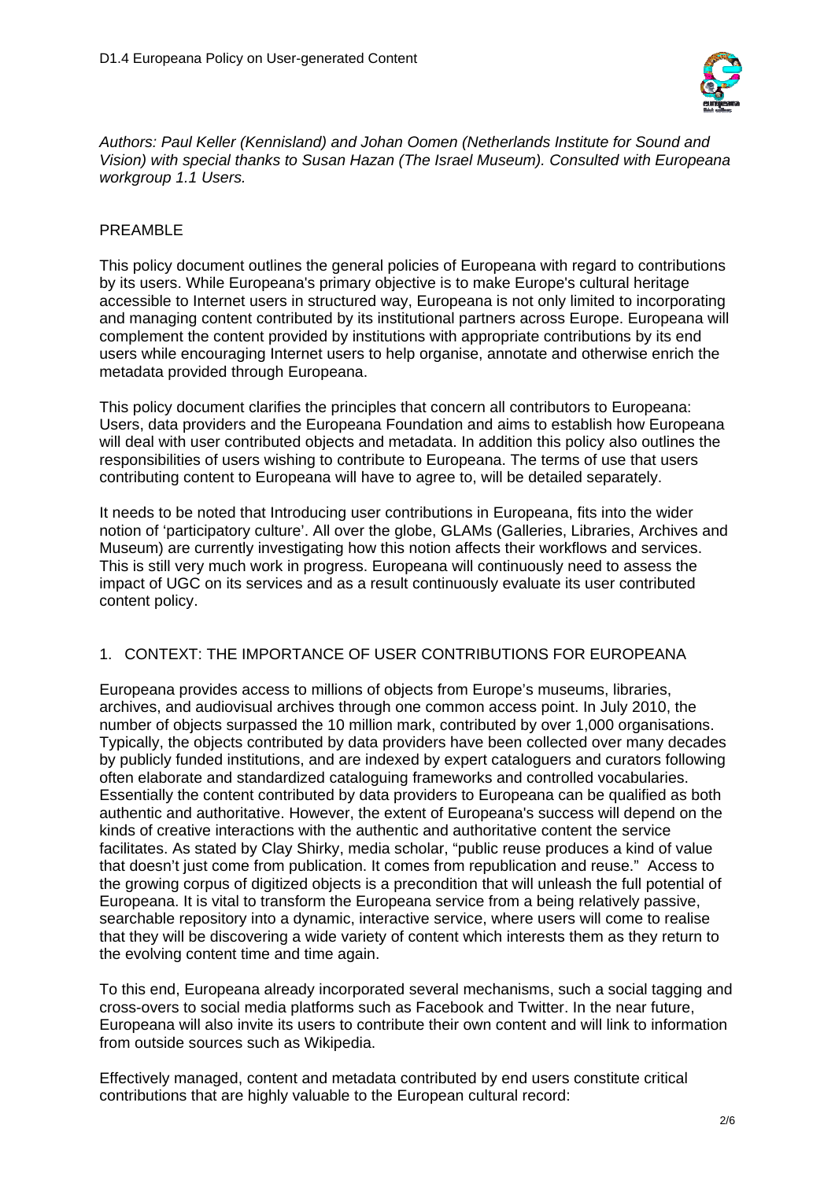*Authors: Paul Keller (Kennisland) and Johan Oomen (Netherlands Institute for Sound and Vision) with special thanks to Susan Hazan (The Israel Museum). Consulted with Europeana workgroup 1.1 Users.*

## PREAMBLE

This policy document outlines the general policies of Europeana with regard to contributions by its users. While Europeana's primary objective is to make Europe's cultural heritage accessible to Internet users in structured way, Europeana is not only limited to incorporating and managing content contributed by its institutional partners across Europe. Europeana will complement the content provided by institutions with appropriate contributions by its end users while encouraging Internet users to help organise, annotate and otherwise enrich the metadata provided through Europeana.

This policy document clarifies the principles that concern all contributors to Europeana: Users, data providers and the Europeana Foundation and aims to establish how Europeana will deal with user contributed objects and metadata. In addition this policy also outlines the responsibilities of users wishing to contribute to Europeana. The terms of use that users contributing content to Europeana will have to agree to, will be detailed separately.

It needs to be noted that Introducing user contributions in Europeana, fits into the wider notion of 'participatory culture'. All over the globe, GLAMs (Galleries, Libraries, Archives and Museum) are currently investigating how this notion affects their workflows and services. This is still very much work in progress. Europeana will continuously need to assess the impact of UGC on its services and as a result continuously evaluate its user contributed content policy.

## 1. CONTEXT: THE IMPORTANCE OF USER CONTRIBUTIONS FOR EUROPEANA

Europeana provides access to millions of objects from Europe's museums, libraries, archives, and audiovisual archives through one common access point. In July 2010, the number of objects surpassed the 10 million mark, contributed by over 1,000 organisations. Typically, the objects contributed by data providers have been collected over many decades by publicly funded institutions, and are indexed by expert cataloguers and curators following often elaborate and standardized cataloguing frameworks and controlled vocabularies. Essentially the content contributed by data providers to Europeana can be qualified as both authentic and authoritative. However, the extent of Europeana's success will depend on the kinds of creative interactions with the authentic and authoritative content the service facilitates. As stated by Clay Shirky, media scholar, "public reuse produces a kind of value that doesn't just come from publication. It comes from republication and reuse." Access to the growing corpus of digitized objects is a precondition that will unleash the full potential of Europeana. It is vital to transform the Europeana service from a being relatively passive, searchable repository into a dynamic, interactive service, where users will come to realise that they will be discovering a wide variety of content which interests them as they return to the evolving content time and time again.

To this end, Europeana already incorporated several mechanisms, such a social tagging and cross-overs to social media platforms such as Facebook and Twitter. In the near future, Europeana will also invite its users to contribute their own content and will link to information from outside sources such as Wikipedia.

Effectively managed, content and metadata contributed by end users constitute critical contributions that are highly valuable to the European cultural record: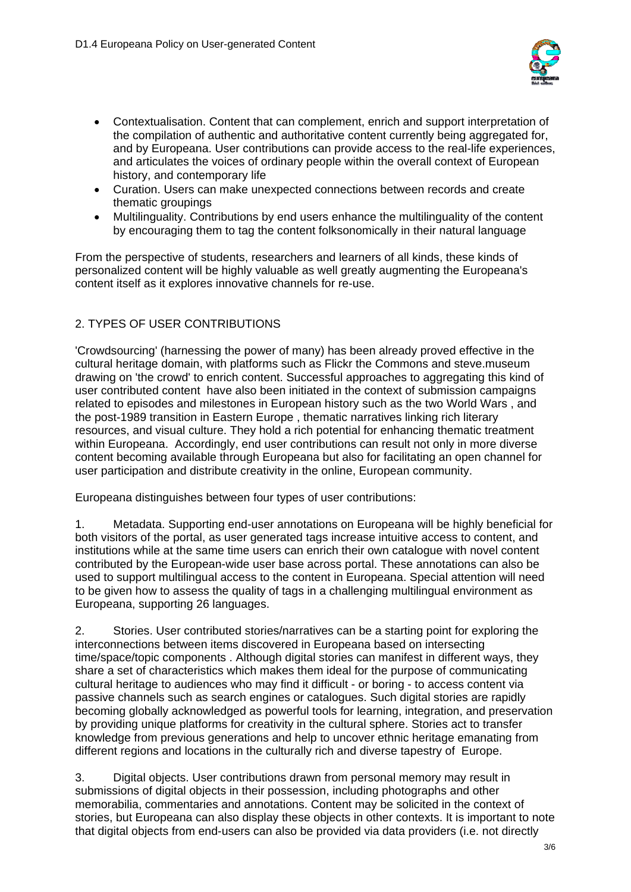- Contextualisation. Content that can complement, enrich and support interpretation of the compilation of authentic and authoritative content currently being aggregated for, and by Europeana. User contributions can provide access to the real-life experiences, and articulates the voices of ordinary people within the overall context of European history, and contemporary life
- Curation. Users can make unexpected connections between records and create thematic groupings
- Multilinguality. Contributions by end users enhance the multilinguality of the content by encouraging them to tag the content folksonomically in their natural language

From the perspective of students, researchers and learners of all kinds, these kinds of personalized content will be highly valuable as well greatly augmenting the Europeana's content itself as it explores innovative channels for re-use.

## 2. TYPES OF USER CONTRIBUTIONS

'Crowdsourcing' (harnessing the power of many) has been already proved effective in the cultural heritage domain, with platforms such as Flickr the Commons and steve.museum drawing on 'the crowd' to enrich content. Successful approaches to aggregating this kind of user contributed content have also been initiated in the context of submission campaigns related to episodes and milestones in European history such as the two World Wars , and the post-1989 transition in Eastern Europe , thematic narratives linking rich literary resources, and visual culture. They hold a rich potential for enhancing thematic treatment within Europeana. Accordingly, end user contributions can result not only in more diverse content becoming available through Europeana but also for facilitating an open channel for user participation and distribute creativity in the online, European community.

Europeana distinguishes between four types of user contributions:

1. Metadata. Supporting end-user annotations on Europeana will be highly beneficial for both visitors of the portal, as user generated tags increase intuitive access to content, and institutions while at the same time users can enrich their own catalogue with novel content contributed by the European-wide user base across portal. These annotations can also be used to support multilingual access to the content in Europeana. Special attention will need to be given how to assess the quality of tags in a challenging multilingual environment as Europeana, supporting 26 languages.

2. Stories. User contributed stories/narratives can be a starting point for exploring the interconnections between items discovered in Europeana based on intersecting time/space/topic components . Although digital stories can manifest in different ways, they share a set of characteristics which makes them ideal for the purpose of communicating cultural heritage to audiences who may find it difficult - or boring - to access content via passive channels such as search engines or catalogues. Such digital stories are rapidly becoming globally acknowledged as powerful tools for learning, integration, and preservation by providing unique platforms for creativity in the cultural sphere. Stories act to transfer knowledge from previous generations and help to uncover ethnic heritage emanating from different regions and locations in the culturally rich and diverse tapestry of Europe.

3. Digital objects. User contributions drawn from personal memory may result in submissions of digital objects in their possession, including photographs and other memorabilia, commentaries and annotations. Content may be solicited in the context of stories, but Europeana can also display these objects in other contexts. It is important to note that digital objects from end-users can also be provided via data providers (i.e. not directly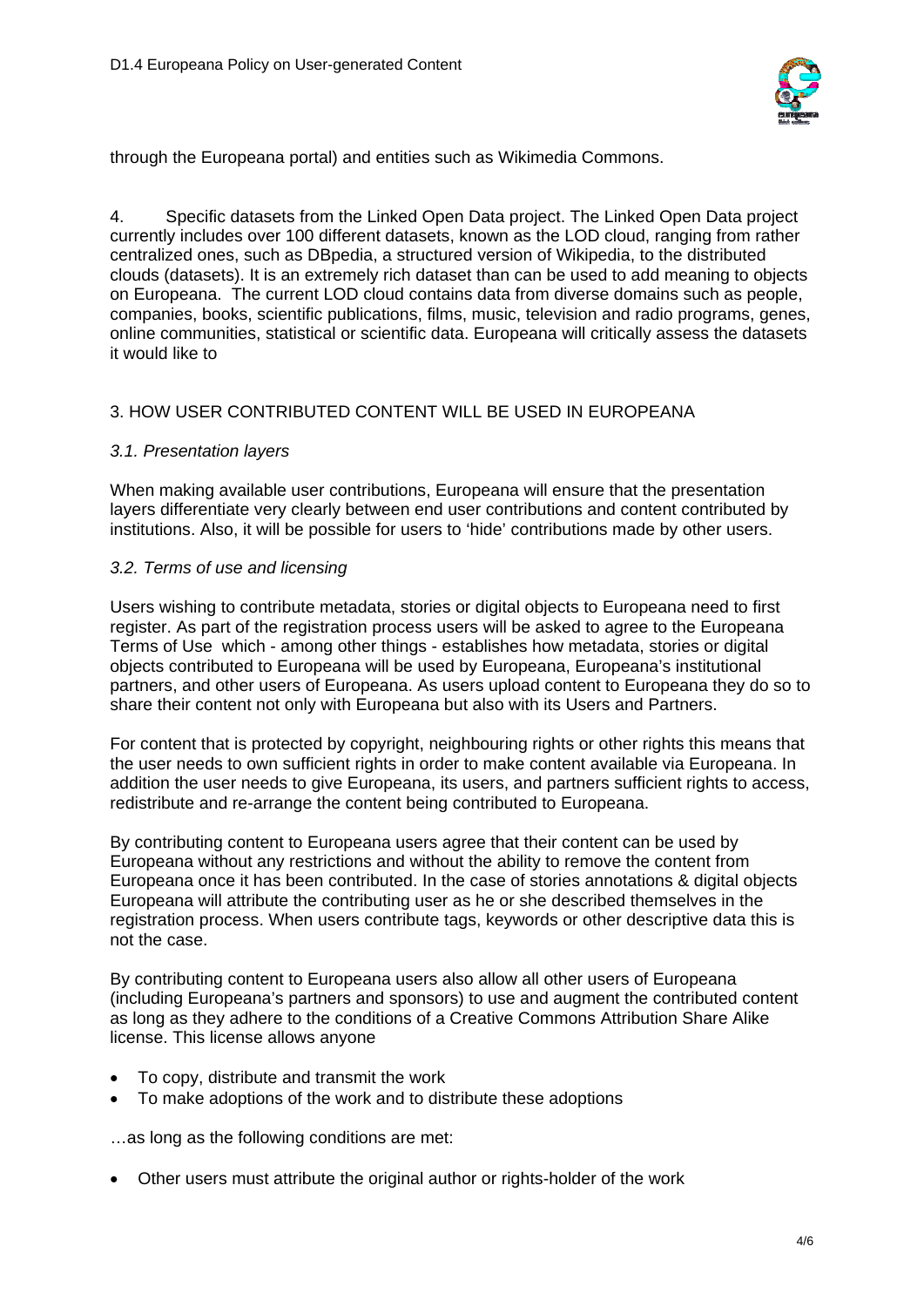through the Europeana portal) and entities such as Wikimedia Commons.

4. Specific datasets from the Linked Open Data project. The Linked Open Data project currently includes over 100 different datasets, known as the LOD cloud, ranging from rather centralized ones, such as DBpedia, a structured version of Wikipedia, to the distributed clouds (datasets). It is an extremely rich dataset than can be used to add meaning to objects on Europeana. The current LOD cloud contains data from diverse domains such as people, companies, books, scientific publications, films, music, television and radio programs, genes, online communities, statistical or scientific data. Europeana will critically assess the datasets it would like to

## 3. HOW USER CONTRIBUTED CONTENT WILL BE USED IN EUROPEANA

### *3.1. Presentation layers*

When making available user contributions, Europeana will ensure that the presentation layers differentiate very clearly between end user contributions and content contributed by institutions. Also, it will be possible for users to 'hide' contributions made by other users.

### *3.2. Terms of use and licensing*

Users wishing to contribute metadata, stories or digital objects to Europeana need to first register. As part of the registration process users will be asked to agree to the Europeana Terms of Use which - among other things - establishes how metadata, stories or digital objects contributed to Europeana will be used by Europeana, Europeana's institutional partners, and other users of Europeana. As users upload content to Europeana they do so to share their content not only with Europeana but also with its Users and Partners.

For content that is protected by copyright, neighbouring rights or other rights this means that the user needs to own sufficient rights in order to make content available via Europeana. In addition the user needs to give Europeana, its users, and partners sufficient rights to access, redistribute and re-arrange the content being contributed to Europeana.

By contributing content to Europeana users agree that their content can be used by Europeana without any restrictions and without the ability to remove the content from Europeana once it has been contributed. In the case of stories annotations & digital objects Europeana will attribute the contributing user as he or she described themselves in the registration process. When users contribute tags, keywords or other descriptive data this is not the case.

By contributing content to Europeana users also allow all other users of Europeana (including Europeana's partners and sponsors) to use and augment the contributed content as long as they adhere to the conditions of a Creative Commons Attribution Share Alike license. This license allows anyone

- To copy, distribute and transmit the work
- To make adoptions of the work and to distribute these adoptions

…as long as the following conditions are met:

- Other users must attribute the original author or rights-holder of the work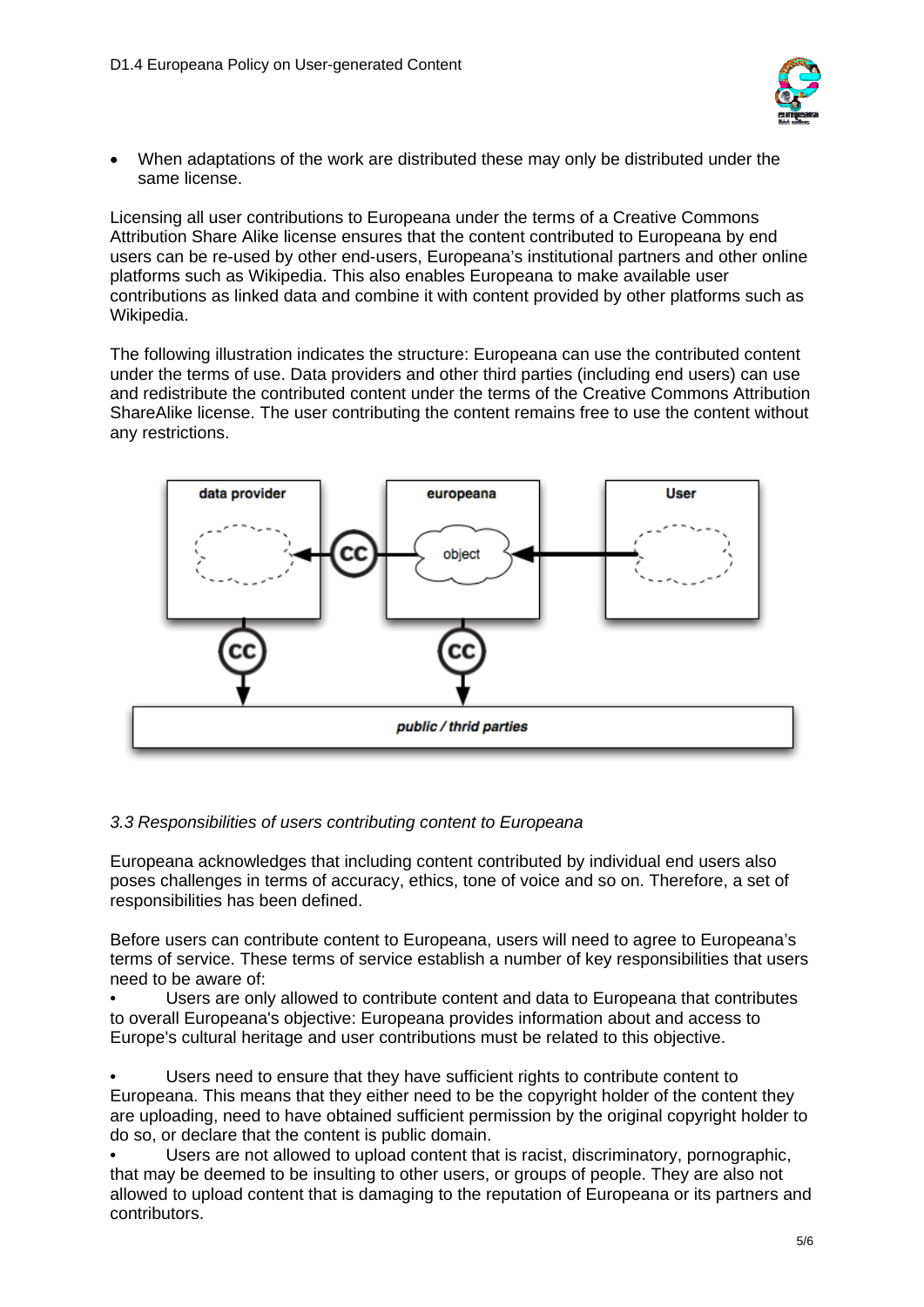- When adaptations of the work are distributed these may only be distributed under the same license.

Licensing all user contributions to Europeana under the terms of a Creative Commons Attribution Share Alike license ensures that the content contributed to Europeana by end users can be re-used by other end-users, Europeana's institutional partners and other online platforms such as Wikipedia. This also enables Europeana to make available user contributions as linked data and combine it with content provided by other platforms such as Wikipedia.

The following illustration indicates the structure: Europeana can use the contributed content under the terms of use. Data providers and other third parties (including end users) can use and redistribute the contributed content under the terms of the Creative Commons Attribution ShareAlike license. The user contributing the content remains free to use the content without any restrictions.

*3.3 Responsibilities of users contributing content to Europeana*

Europeana acknowledges that including content contributed by individual end users also poses challenges in terms of accuracy, ethics, tone of voice and so on. Therefore, a set of responsibilities has been defined.

Before users can contribute content to Europeana, users will need to agree to Europeana's terms of service. These terms of service establish a number of key responsibilities that users need to be aware of:

- Users are only allowed to contribute content and data to Europeana that contributes to overall Europeana's objective: Europeana provides information about and access to Europe's cultural heritage and user contributions must be related to this objective.

- Users need to ensure that they have sufficient rights to contribute content to Europeana. This means that they either need to be the copyright holder of the content they are uploading, need to have obtained sufficient permission by the original copyright holder to do so, or declare that the content is public domain.
- Users are not allowed to upload content that is racist, discriminatory, pornographic, that may be deemed to be insulting to other users, or groups of people. They are also not allowed to upload content that is damaging to the reputation of Europeana or its partners and contributors.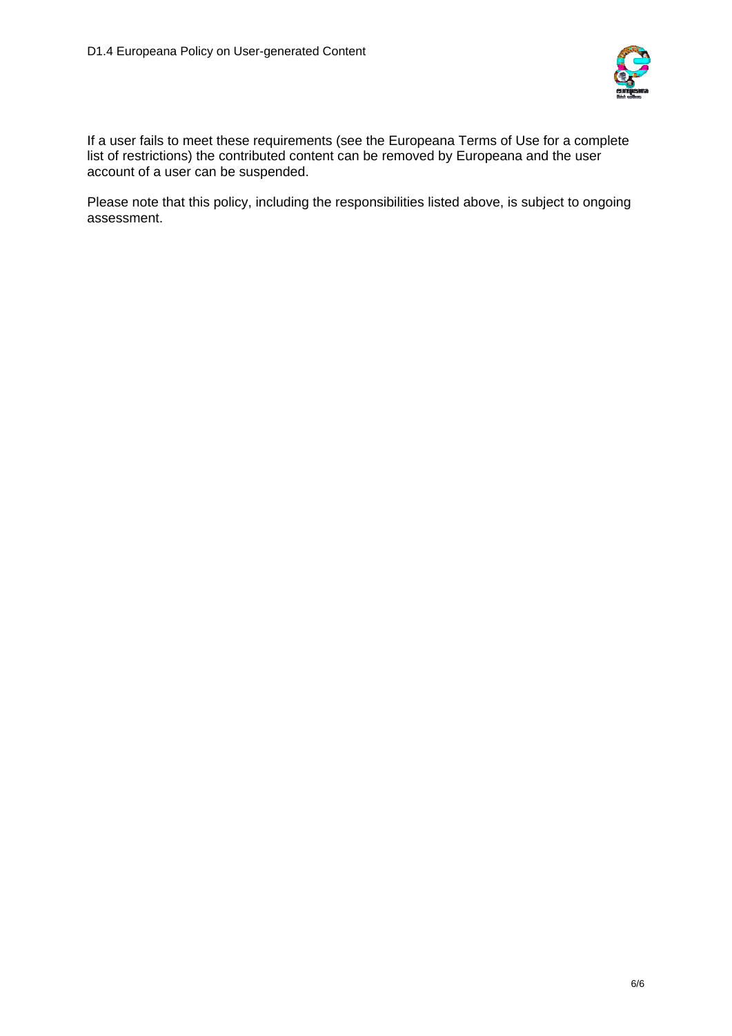If a user fails to meet these requirements (see the Europeana Terms of Use for a complete list of restrictions) the contributed content can be removed by Europeana and the user account of a user can be suspended.

Please note that this policy, including the responsibilities listed above, is subject to ongoing assessment.